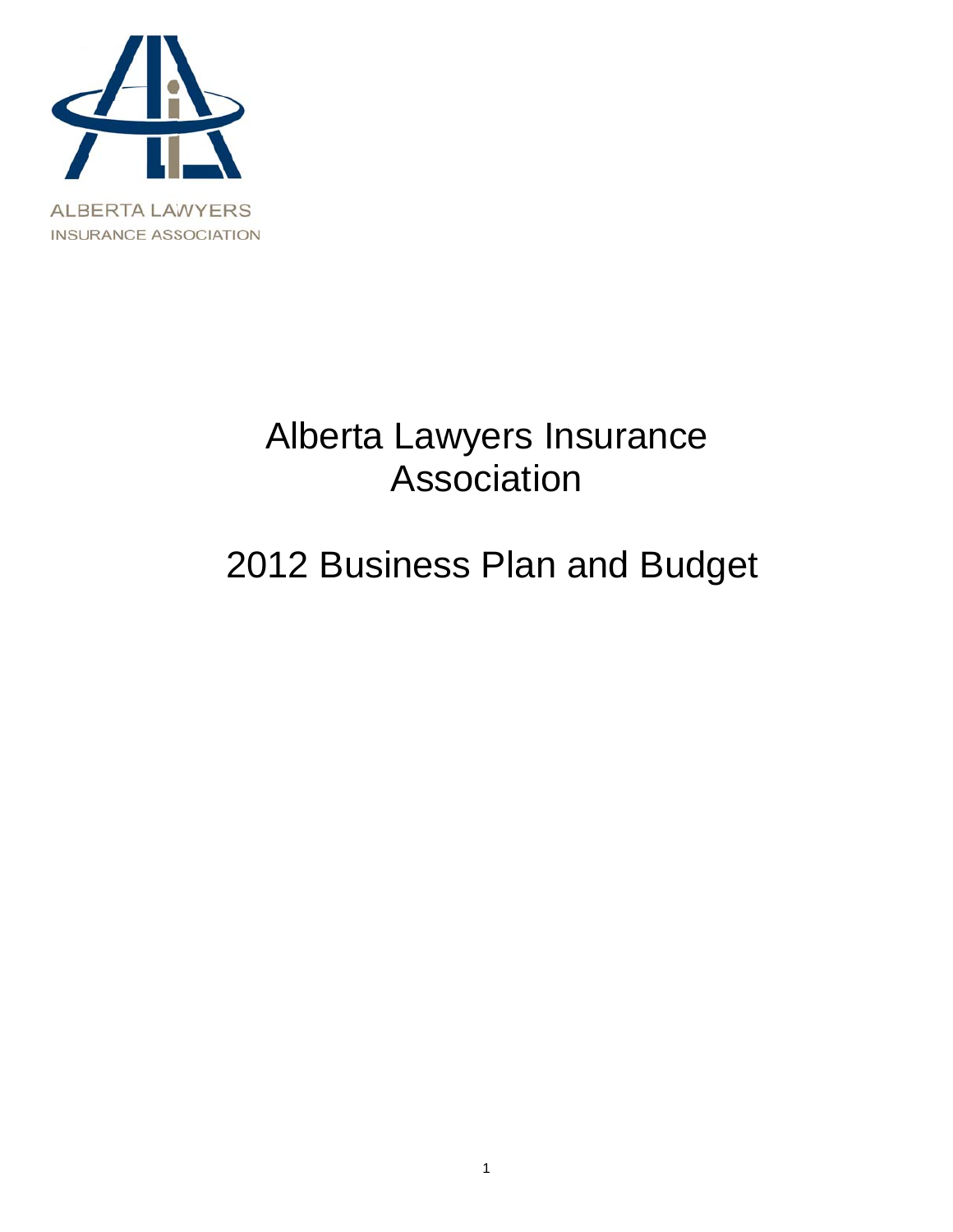ALBERTA LAWYERS
INSURANCE ASSOCIATION

# Alberta Lawyers Insurance Association

# 2012 Business Plan and Budget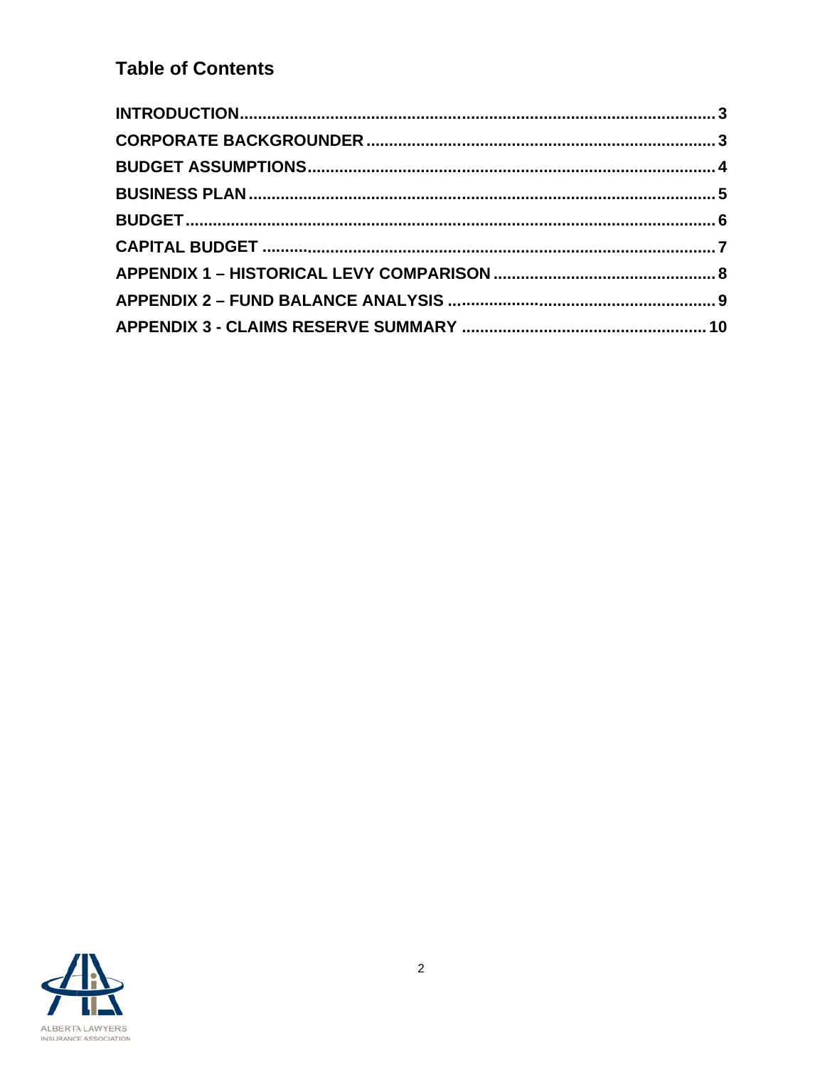## Table of Contents

**INTRODUCTION** ..... 3

**CORPORATE BACKGROUNDER** ..... 3

**BUDGET ASSUMPTIONS** ..... 4

**BUSINESS PLAN** ..... 5

**BUDGET** ..... 6

**CAPITAL BUDGET** ..... 7

**APPENDIX 1 – HISTORICAL LEVY COMPARISON** ..... 8

**APPENDIX 2 – FUND BALANCE ANALYSIS** ..... 9

**APPENDIX 3 - CLAIMS RESERVE SUMMARY** ..... 10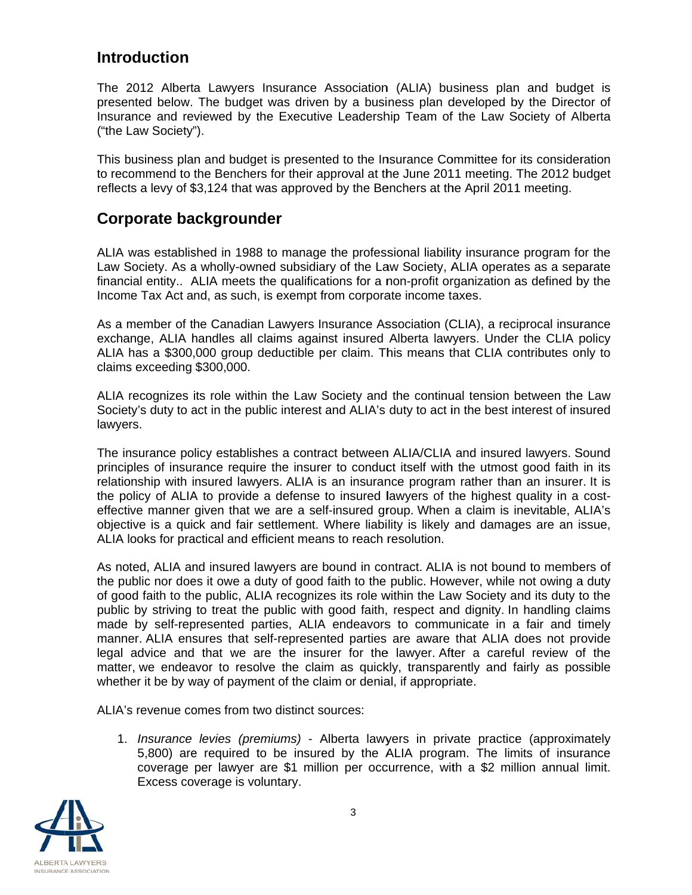## Introduction

The 2012 Alberta Lawyers Insurance Association (ALIA) business plan and budget is presented below. The budget was driven by a business plan developed by the Director of Insurance and reviewed by the Executive Leadership Team of the Law Society of Alberta ("the Law Society").

This business plan and budget is presented to the Insurance Committee for its consideration to recommend to the Benchers for their approval at the June 2011 meeting. The 2012 budget reflects a levy of $3,124 that was approved by the Benchers at the April 2011 meeting.

## Corporate backgrounder

ALIA was established in 1988 to manage the professional liability insurance program for the Law Society. As a wholly-owned subsidiary of the Law Society, ALIA operates as a separate financial entity.. ALIA meets the qualifications for a non-profit organization as defined by the Income Tax Act and, as such, is exempt from corporate income taxes.

As a member of the Canadian Lawyers Insurance Association (CLIA), a reciprocal insurance exchange, ALIA handles all claims against insured Alberta lawyers. Under the CLIA policy ALIA has a $300,000 group deductible per claim. This means that CLIA contributes only to claims exceeding $300,000.

ALIA recognizes its role within the Law Society and the continual tension between the Law Society's duty to act in the public interest and ALIA's duty to act in the best interest of insured lawyers.

The insurance policy establishes a contract between ALIA/CLIA and insured lawyers. Sound principles of insurance require the insurer to conduct itself with the utmost good faith in its relationship with insured lawyers. ALIA is an insurance program rather than an insurer. It is the policy of ALIA to provide a defense to insured lawyers of the highest quality in a cost-effective manner given that we are a self-insured group. When a claim is inevitable, ALIA's objective is a quick and fair settlement. Where liability is likely and damages are an issue, ALIA looks for practical and efficient means to reach resolution.

As noted, ALIA and insured lawyers are bound in contract. ALIA is not bound to members of the public nor does it owe a duty of good faith to the public. However, while not owing a duty of good faith to the public, ALIA recognizes its role within the Law Society and its duty to the public by striving to treat the public with good faith, respect and dignity. In handling claims made by self-represented parties, ALIA endeavors to communicate in a fair and timely manner. ALIA ensures that self-represented parties are aware that ALIA does not provide legal advice and that we are the insurer for the lawyer. After a careful review of the matter, we endeavor to resolve the claim as quickly, transparently and fairly as possible whether it be by way of payment of the claim or denial, if appropriate.

ALIA's revenue comes from two distinct sources:

1. *Insurance levies (premiums)* - Alberta lawyers in private practice (approximately 5,800) are required to be insured by the ALIA program. The limits of insurance coverage per lawyer are $1 million per occurrence, with a $2 million annual limit. Excess coverage is voluntary.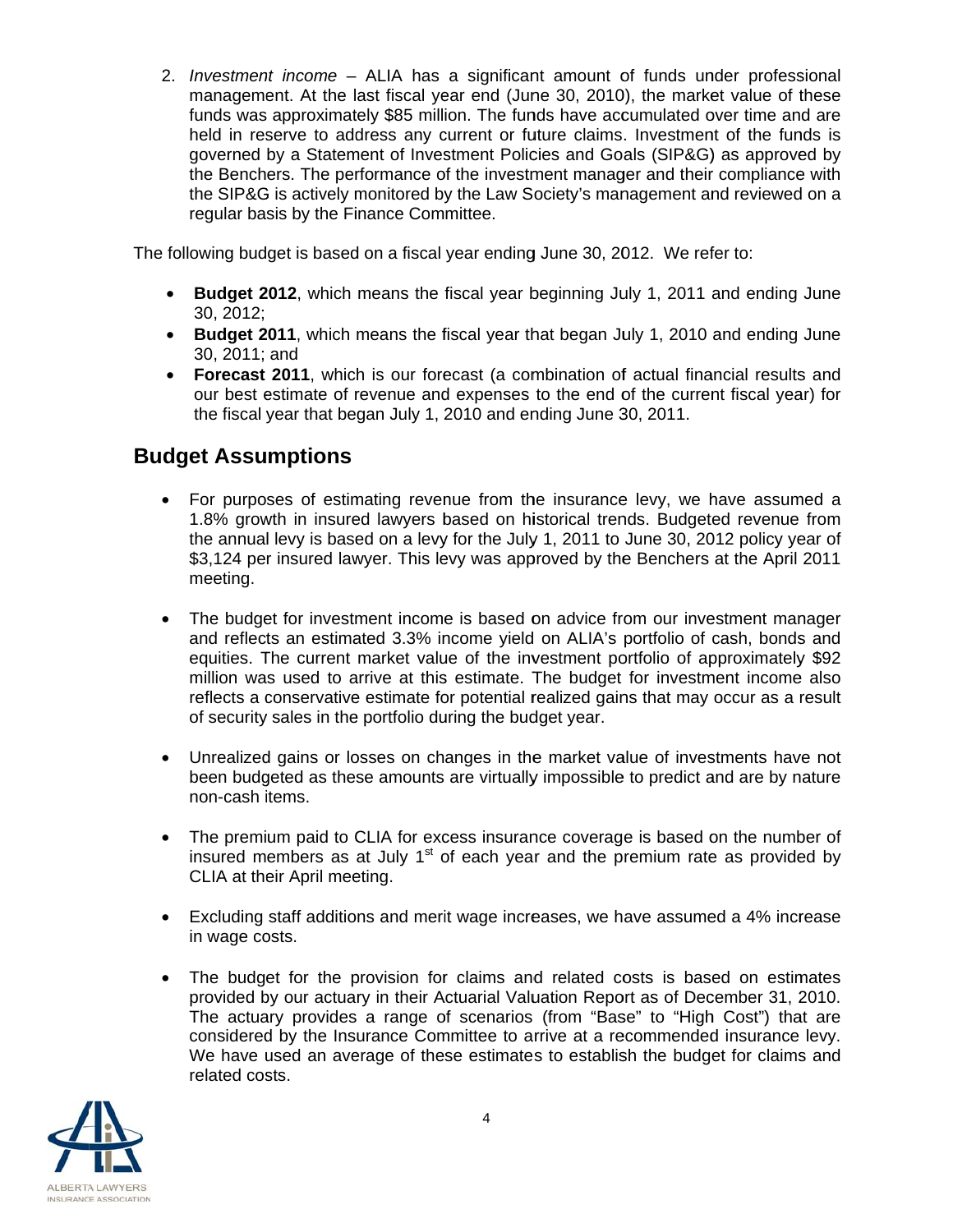2. *Investment income* – ALIA has a significant amount of funds under professional management. At the last fiscal year end (June 30, 2010), the market value of these funds was approximately $85 million. The funds have accumulated over time and are held in reserve to address any current or future claims. Investment of the funds is governed by a Statement of Investment Policies and Goals (SIP&G) as approved by the Benchers. The performance of the investment manager and their compliance with the SIP&G is actively monitored by the Law Society's management and reviewed on a regular basis by the Finance Committee.

The following budget is based on a fiscal year ending June 30, 2012. We refer to:

- **Budget 2012**, which means the fiscal year beginning July 1, 2011 and ending June 30, 2012;
- **Budget 2011**, which means the fiscal year that began July 1, 2010 and ending June 30, 2011; and
- **Forecast 2011**, which is our forecast (a combination of actual financial results and our best estimate of revenue and expenses to the end of the current fiscal year) for the fiscal year that began July 1, 2010 and ending June 30, 2011.

## Budget Assumptions

- For purposes of estimating revenue from the insurance levy, we have assumed a 1.8% growth in insured lawyers based on historical trends. Budgeted revenue from the annual levy is based on a levy for the July 1, 2011 to June 30, 2012 policy year of $3,124 per insured lawyer. This levy was approved by the Benchers at the April 2011 meeting.

- The budget for investment income is based on advice from our investment manager and reflects an estimated 3.3% income yield on ALIA's portfolio of cash, bonds and equities. The current market value of the investment portfolio of approximately $92 million was used to arrive at this estimate. The budget for investment income also reflects a conservative estimate for potential realized gains that may occur as a result of security sales in the portfolio during the budget year.

- Unrealized gains or losses on changes in the market value of investments have not been budgeted as these amounts are virtually impossible to predict and are by nature non-cash items.

- The premium paid to CLIA for excess insurance coverage is based on the number of insured members as at July 1st of each year and the premium rate as provided by CLIA at their April meeting.

- Excluding staff additions and merit wage increases, we have assumed a 4% increase in wage costs.

- The budget for the provision for claims and related costs is based on estimates provided by our actuary in their Actuarial Valuation Report as of December 31, 2010. The actuary provides a range of scenarios (from "Base" to "High Cost") that are considered by the Insurance Committee to arrive at a recommended insurance levy. We have used an average of these estimates to establish the budget for claims and related costs.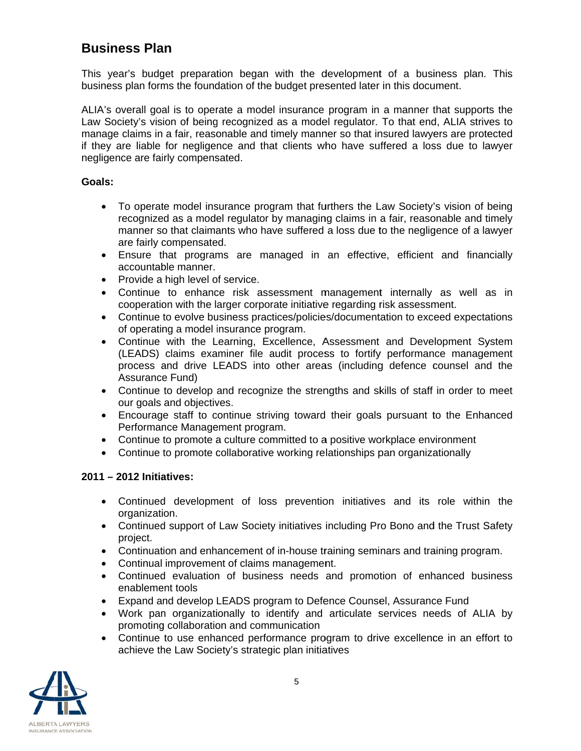## Business Plan

This year's budget preparation began with the development of a business plan. This business plan forms the foundation of the budget presented later in this document.

ALIA's overall goal is to operate a model insurance program in a manner that supports the Law Society's vision of being recognized as a model regulator. To that end, ALIA strives to manage claims in a fair, reasonable and timely manner so that insured lawyers are protected if they are liable for negligence and that clients who have suffered a loss due to lawyer negligence are fairly compensated.

**Goals:**

- To operate model insurance program that furthers the Law Society's vision of being recognized as a model regulator by managing claims in a fair, reasonable and timely manner so that claimants who have suffered a loss due to the negligence of a lawyer are fairly compensated.
- Ensure that programs are managed in an effective, efficient and financially accountable manner.
- Provide a high level of service.
- Continue to enhance risk assessment management internally as well as in cooperation with the larger corporate initiative regarding risk assessment.
- Continue to evolve business practices/policies/documentation to exceed expectations of operating a model insurance program.
- Continue with the Learning, Excellence, Assessment and Development System (LEADS) claims examiner file audit process to fortify performance management process and drive LEADS into other areas (including defence counsel and the Assurance Fund)
- Continue to develop and recognize the strengths and skills of staff in order to meet our goals and objectives.
- Encourage staff to continue striving toward their goals pursuant to the Enhanced Performance Management program.
- Continue to promote a culture committed to a positive workplace environment
- Continue to promote collaborative working relationships pan organizationally

**2011 – 2012 Initiatives:**

- Continued development of loss prevention initiatives and its role within the organization.
- Continued support of Law Society initiatives including Pro Bono and the Trust Safety project.
- Continuation and enhancement of in-house training seminars and training program.
- Continual improvement of claims management.
- Continued evaluation of business needs and promotion of enhanced business enablement tools
- Expand and develop LEADS program to Defence Counsel, Assurance Fund
- Work pan organizationally to identify and articulate services needs of ALIA by promoting collaboration and communication
- Continue to use enhanced performance program to drive excellence in an effort to achieve the Law Society's strategic plan initiatives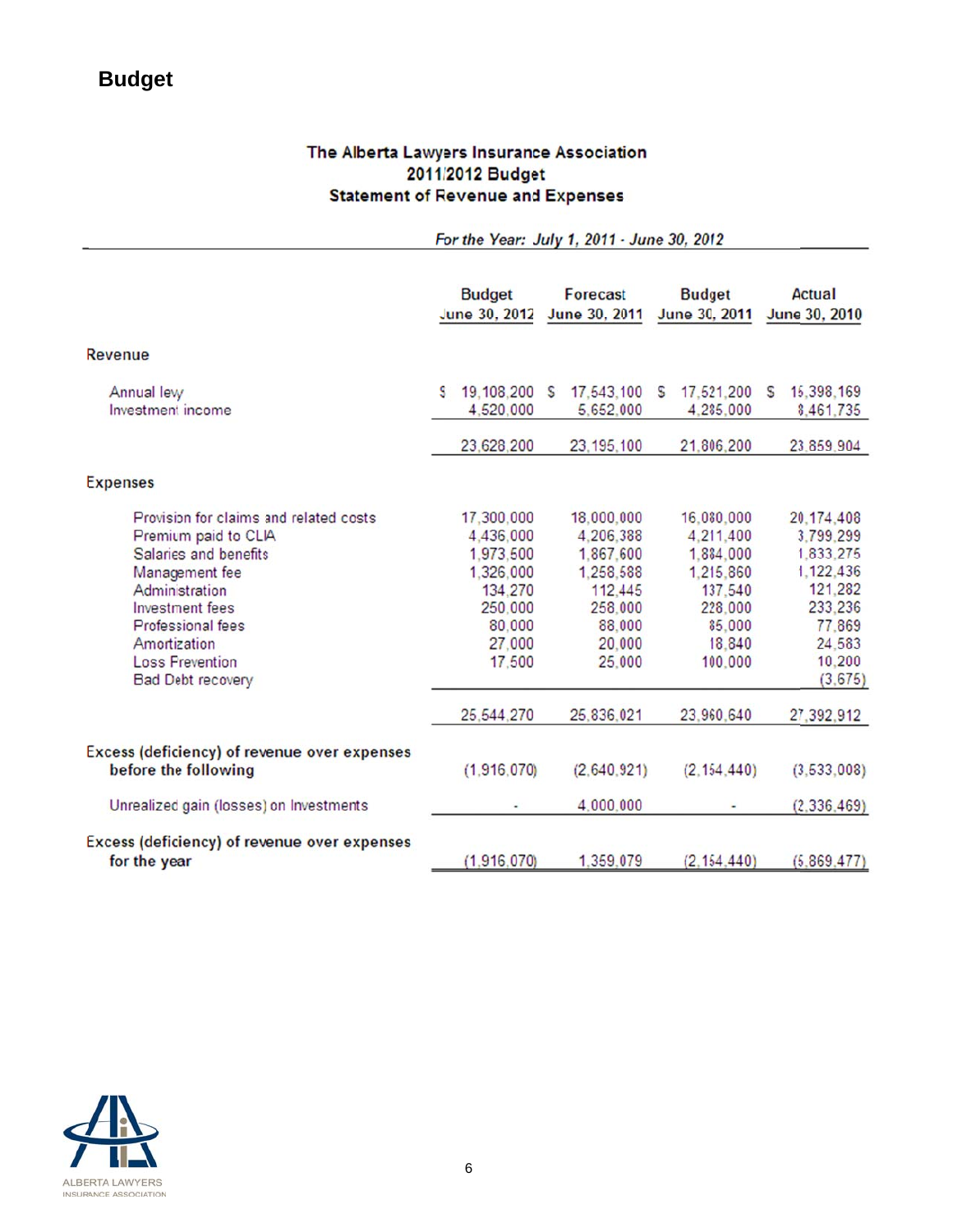# Budget

**The Alberta Lawyers Insurance Association**
**2011/2012 Budget**
**Statement of Revenue and Expenses**

*For the Year: July 1, 2011 - June 30, 2012*

| | Budget June 30, 2012 | Forecast June 30, 2011 | Budget June 30, 2011 | Actual June 30, 2010 |
|---|---|---|---|---|
| **Revenue** | | | | |
| Annual levy | $ 19,108,200 | $ 17,543,100 | $ 17,521,200 | $ 15,398,169 |
| Investment income | 4,520,000 | 5,652,000 | 4,285,000 | 8,461,735 |
| | 23,628,200 | 23,195,100 | 21,806,200 | 23,859,904 |
| **Expenses** | | | | |
| Provision for claims and related costs | 17,300,000 | 18,000,000 | 16,080,000 | 20,174,408 |
| Premium paid to CLIA | 4,436,000 | 4,206,388 | 4,211,400 | 3,799,299 |
| Salaries and benefits | 1,973,500 | 1,867,600 | 1,884,000 | 1,833,275 |
| Management fee | 1,326,000 | 1,258,588 | 1,215,860 | 1,122,436 |
| Administration | 134,270 | 112,445 | 137,540 | 121,282 |
| Investment fees | 250,000 | 258,000 | 228,000 | 233,236 |
| Professional fees | 80,000 | 88,000 | 85,000 | 77,869 |
| Amortization | 27,000 | 20,000 | 18,840 | 24,583 |
| Loss Prevention | 17,500 | 25,000 | 100,000 | 10,200 |
| Bad Debt recovery | | | | (3,675) |
| | 25,544,270 | 25,836,021 | 23,960,640 | 27,392,912 |
| **Excess (deficiency) of revenue over expenses before the following** | (1,916,070) | (2,640,921) | (2,154,440) | (3,533,008) |
| Unrealized gain (losses) on Investments | - | 4,000,000 | - | (2,336,469) |
| **Excess (deficiency) of revenue over expenses for the year** | (1,916,070) | 1,359,079 | (2,154,440) | (5,869,477) |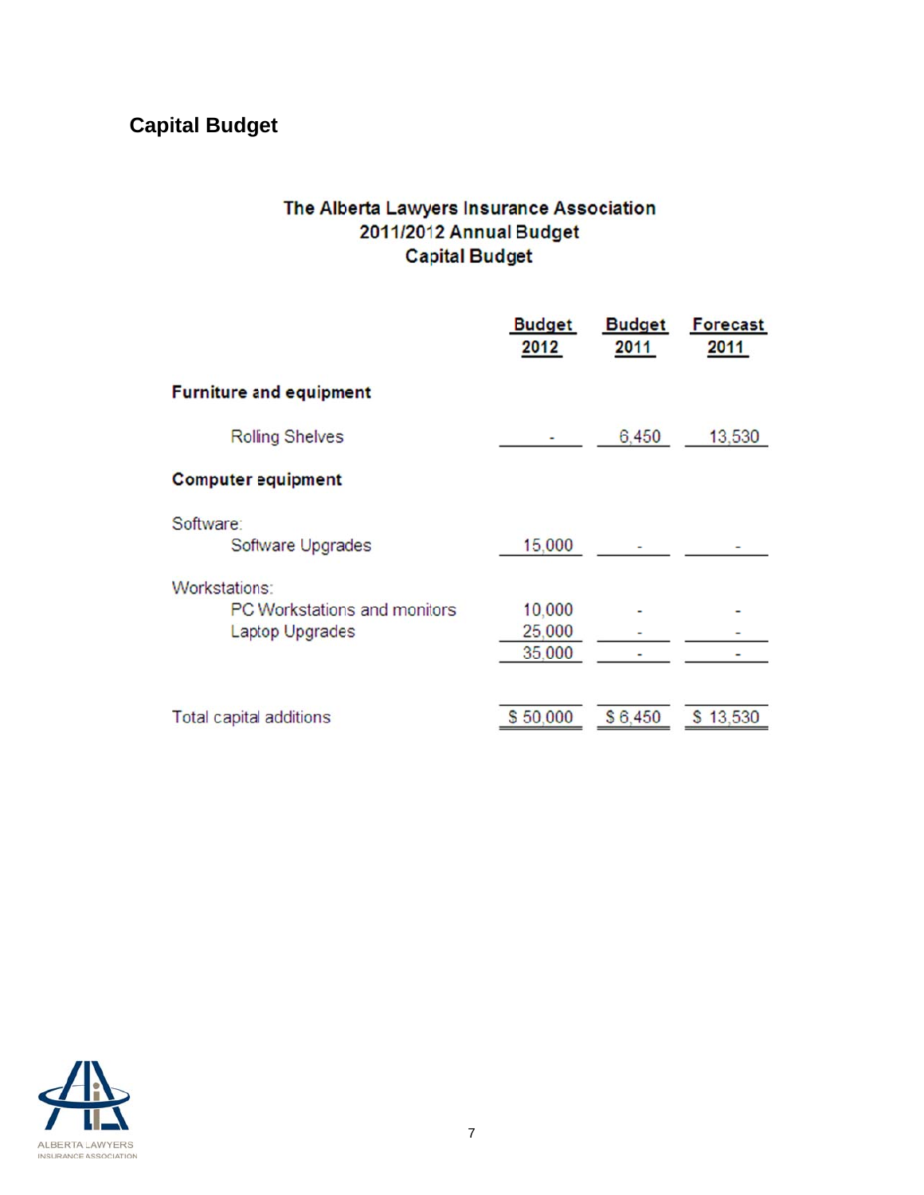## Capital Budget

**The Alberta Lawyers Insurance Association**
**2011/2012 Annual Budget**
**Capital Budget**

| | Budget 2012 | Budget 2011 | Forecast 2011 |
|---|---|---|---|
| **Furniture and equipment** | | | |
| Rolling Shelves | - | 6,450 | 13,530 |
| **Computer equipment** | | | |
| Software: | | | |
| Software Upgrades | 15,000 | - | - |
| Workstations: | | | |
| PC Workstations and monitors | 10,000 | - | - |
| Laptop Upgrades | 25,000 | - | - |
| | 35,000 | - | - |
| Total capital additions | $ 50,000 | $ 6,450 | $ 13,530 |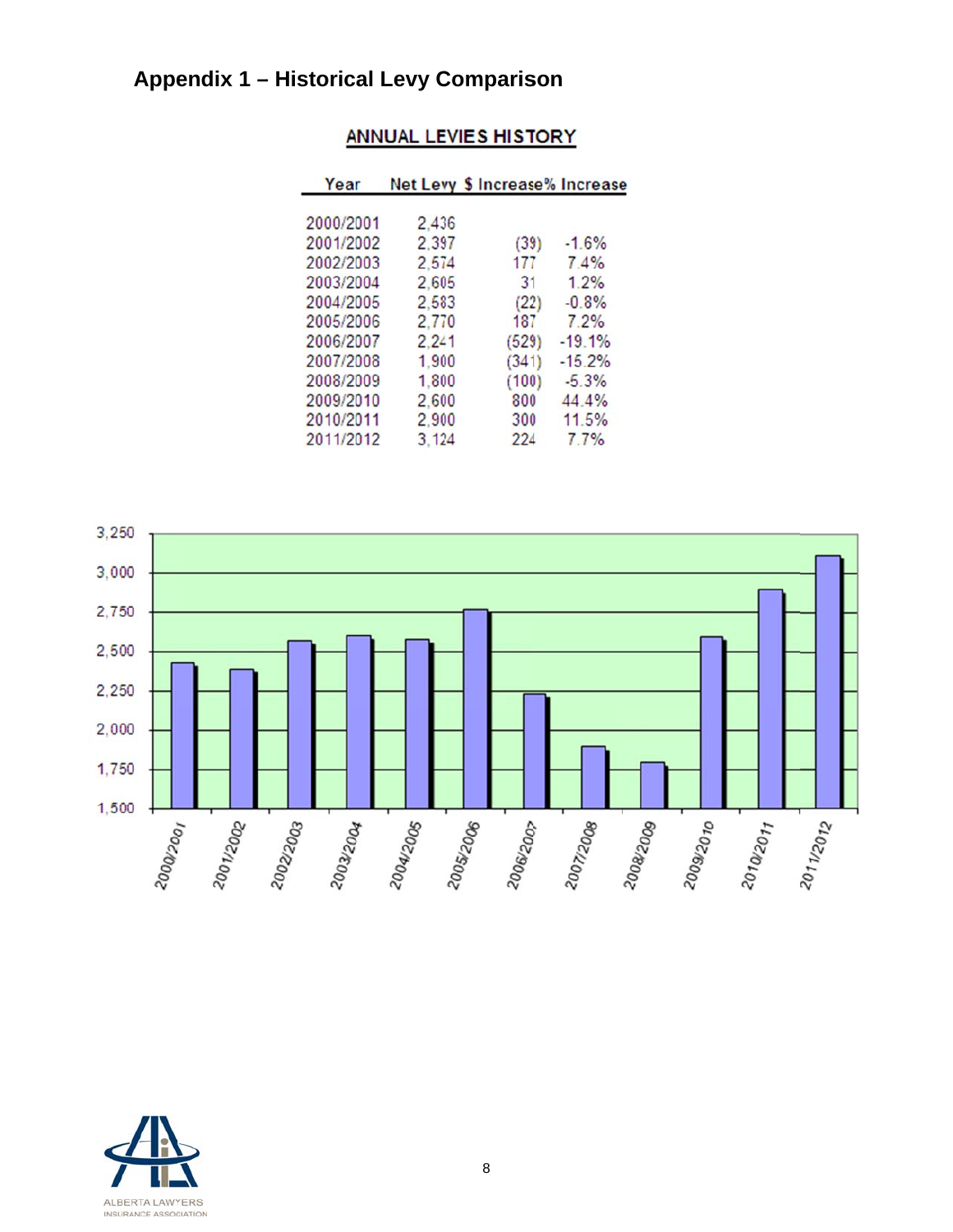## Appendix 1 – Historical Levy Comparison

**ANNUAL LEVIES HISTORY**

| Year | Net Levy | $ Increase | % Increase |
|---|---|---|---|
| 2000/2001 | 2,436 | | |
| 2001/2002 | 2,397 | (39) | -1.6% |
| 2002/2003 | 2,574 | 177 | 7.4% |
| 2003/2004 | 2,605 | 31 | 1.2% |
| 2004/2005 | 2,583 | (22) | -0.8% |
| 2005/2006 | 2,770 | 187 | 7.2% |
| 2006/2007 | 2,241 | (529) | -19.1% |
| 2007/2008 | 1,900 | (341) | -15.2% |
| 2008/2009 | 1,800 | (100) | -5.3% |
| 2009/2010 | 2,600 | 800 | 44.4% |
| 2010/2011 | 2,900 | 300 | 11.5% |
| 2011/2012 | 3,124 | 224 | 7.7% |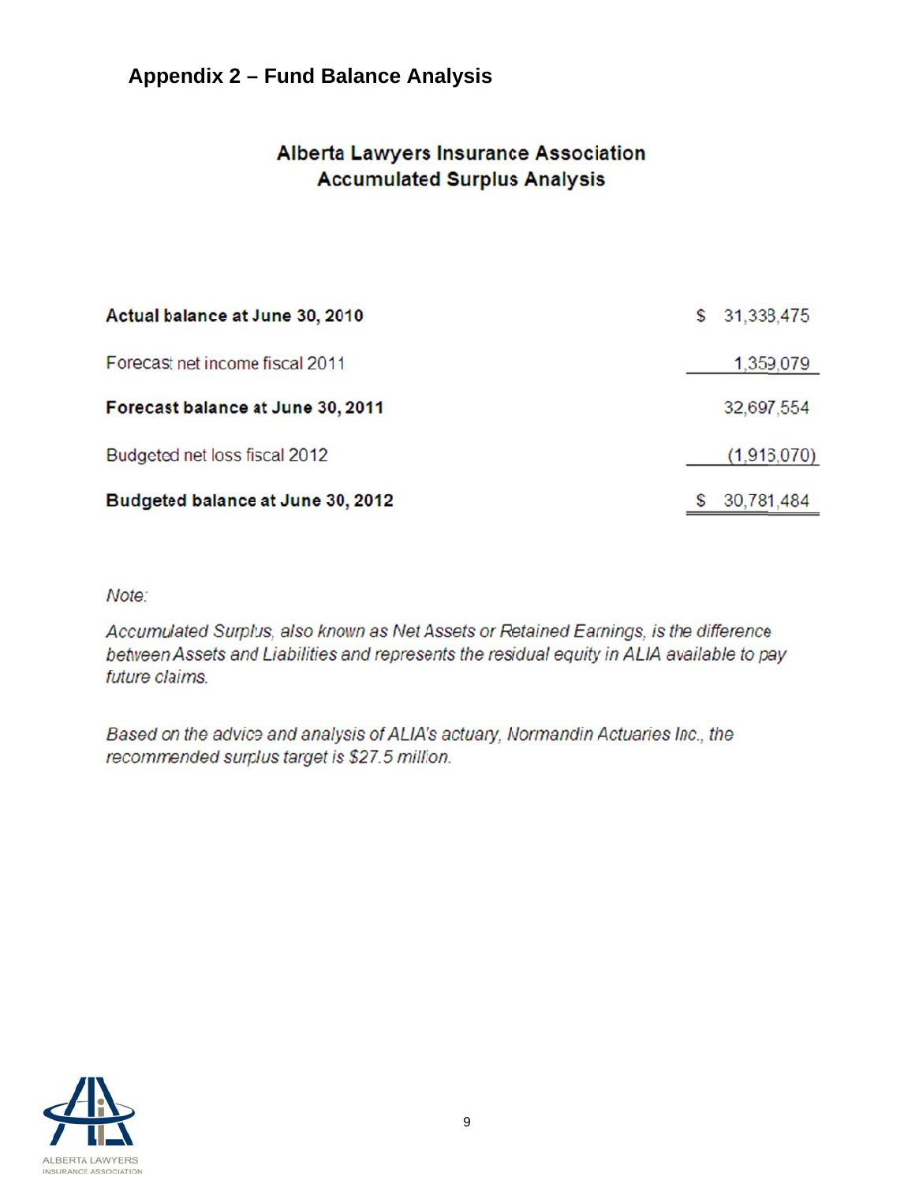## Appendix 2 – Fund Balance Analysis

### Alberta Lawyers Insurance Association
### Accumulated Surplus Analysis

| | |
|---|---|
| **Actual balance at June 30, 2010** | $ 31,338,475 |
| Forecast net income fiscal 2011 | 1,359,079 |
| **Forecast balance at June 30, 2011** | 32,697,554 |
| Budgeted net loss fiscal 2012 | (1,916,070) |
| **Budgeted balance at June 30, 2012** | $ 30,781,484 |

*Note:*

*Accumulated Surplus, also known as Net Assets or Retained Earnings, is the difference between Assets and Liabilities and represents the residual equity in ALIA available to pay future claims.*

*Based on the advice and analysis of ALIA's actuary, Normandin Actuaries Inc., the recommended surplus target is $27.5 million.*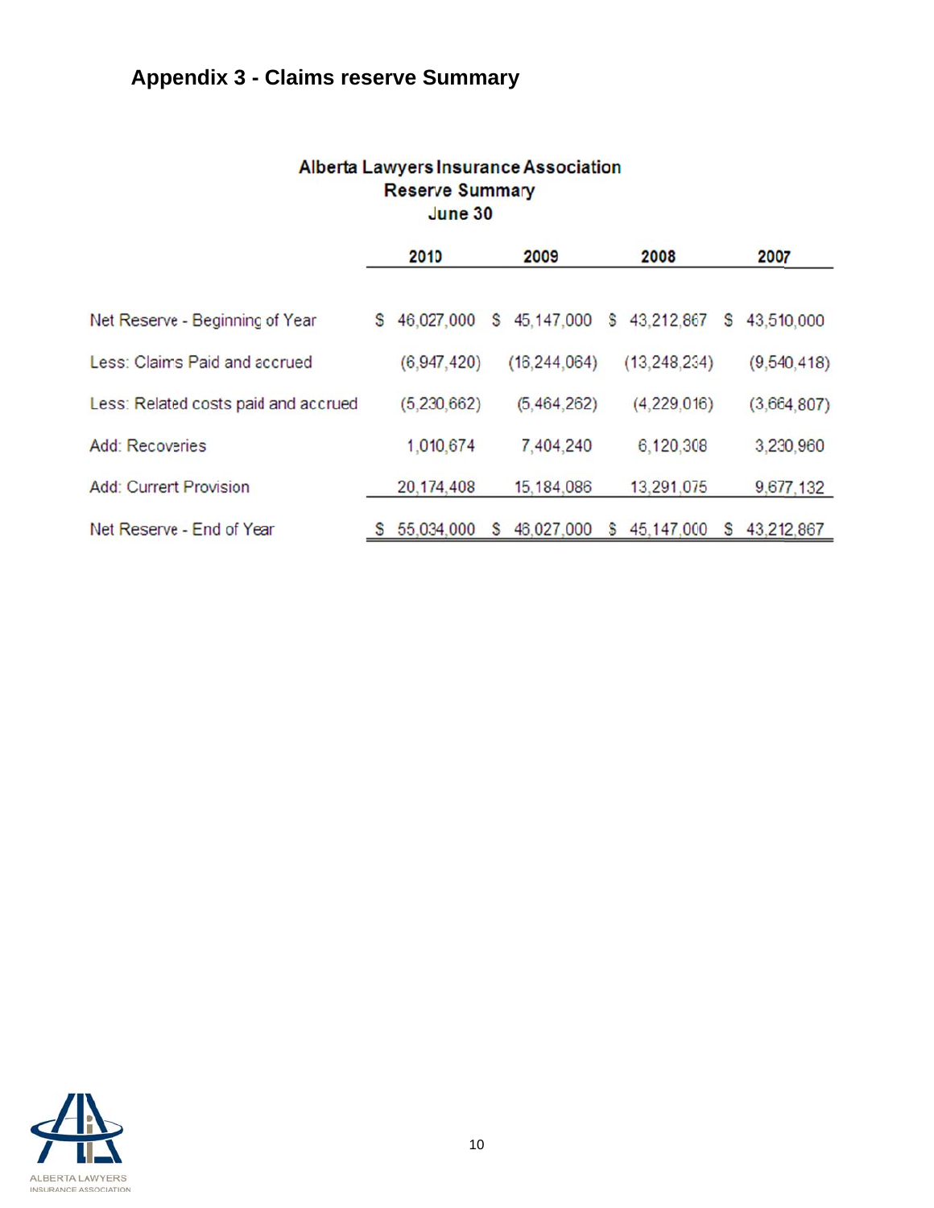## Appendix 3 - Claims reserve Summary

**Alberta Lawyers Insurance Association**
**Reserve Summary**
**June 30**

| | 2010 | 2009 | 2008 | 2007 |
|---|---|---|---|---|
| Net Reserve - Beginning of Year | $ 46,027,000 | $ 45,147,000 | $ 43,212,867 | $ 43,510,000 |
| Less: Claims Paid and accrued | (6,947,420) | (16,244,064) | (13,248,234) | (9,540,418) |
| Less: Related costs paid and accrued | (5,230,662) | (5,464,262) | (4,229,016) | (3,664,807) |
| Add: Recoveries | 1,010,674 | 7,404,240 | 6,120,308 | 3,230,960 |
| Add: Current Provision | 20,174,408 | 15,184,086 | 13,291,075 | 9,677,132 |
| Net Reserve - End of Year | $ 55,034,000 | $ 46,027,000 | $ 45,147,000 | $ 43,212,867 |